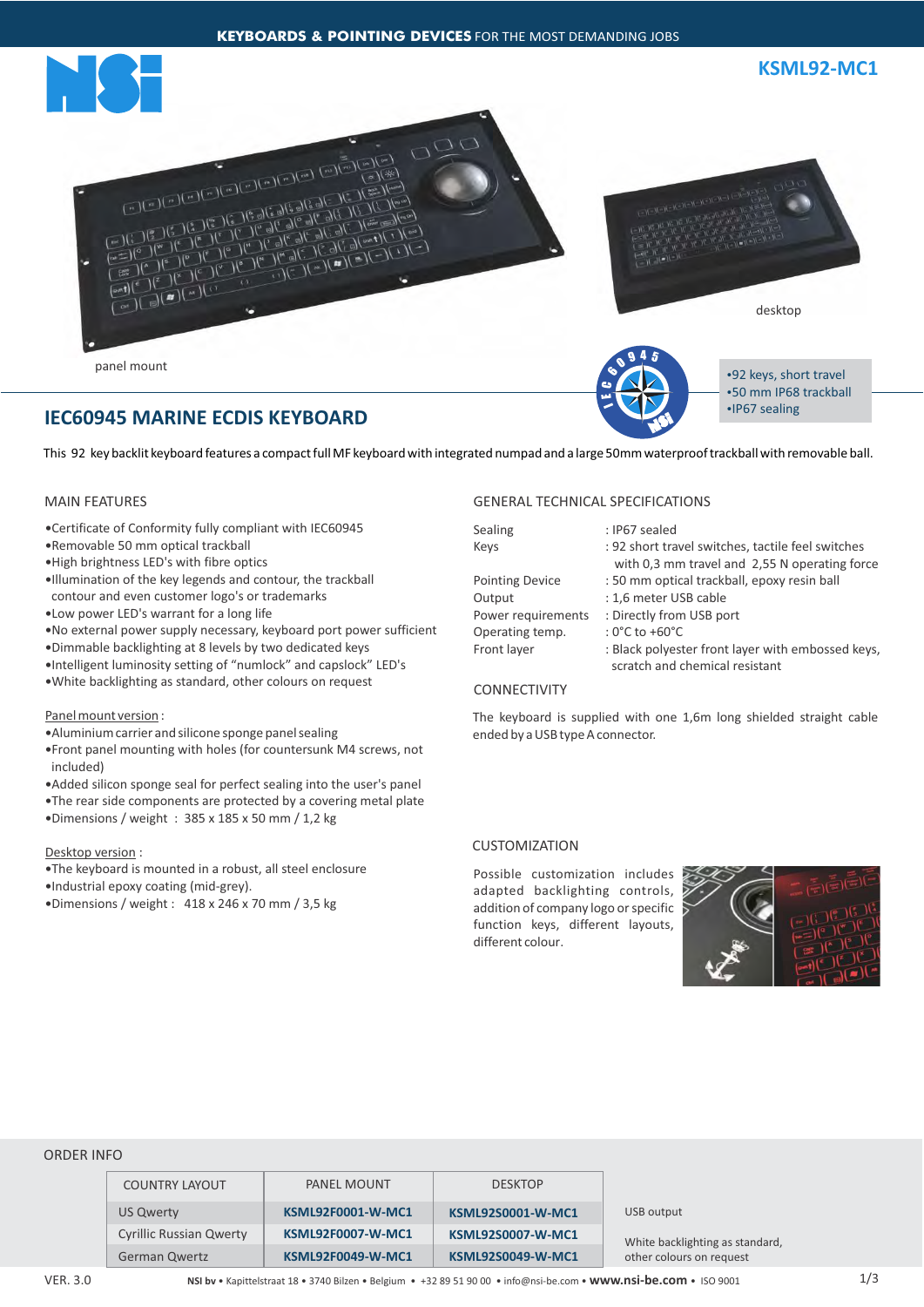# KSML92-MC1

panel mount

desktop

•92 keys, short travel
•50 mm IP68 trackball
•IP67 sealing

## IEC60945 MARINE ECDIS KEYBOARD

This 92 key backlit keyboard features a compact full MF keyboard with integrated numpad and a large 50mm waterproof trackball with removable ball.

### MAIN FEATURES

- Certificate of Conformity fully compliant with IEC60945
- Removable 50 mm optical trackball
- High brightness LED's with fibre optics
- Illumination of the key legends and contour, the trackball contour and even customer logo's or trademarks
- Low power LED's warrant for a long life
- No external power supply necessary, keyboard port power sufficient
- Dimmable backlighting at 8 levels by two dedicated keys
- Intelligent luminosity setting of "numlock" and capslock" LED's
- White backlighting as standard, other colours on request

Panel mount version :

- Aluminium carrier and silicone sponge panel sealing
- Front panel mounting with holes (for countersunk M4 screws, not included)
- Added silicon sponge seal for perfect sealing into the user's panel
- The rear side components are protected by a covering metal plate
- Dimensions / weight : 385 x 185 x 50 mm / 1,2 kg

Desktop version :

- The keyboard is mounted in a robust, all steel enclosure
- Industrial epoxy coating (mid-grey).
- Dimensions / weight : 418 x 246 x 70 mm / 3,5 kg

### GENERAL TECHNICAL SPECIFICATIONS

| | |
|---|---|
| Sealing | : IP67 sealed |
| Keys | : 92 short travel switches, tactile feel switches with 0,3 mm travel and 2,55 N operating force |
| Pointing Device | : 50 mm optical trackball, epoxy resin ball |
| Output | : 1,6 meter USB cable |
| Power requirements | : Directly from USB port |
| Operating temp. | : 0°C to +60°C |
| Front layer | : Black polyester front layer with embossed keys, scratch and chemical resistant |

### CONNECTIVITY

The keyboard is supplied with one 1,6m long shielded straight cable ended by a USB type A connector.

### CUSTOMIZATION

Possible customization includes adapted backlighting controls, addition of company logo or specific function keys, different layouts, different colour.

### ORDER INFO

| COUNTRY LAYOUT | PANEL MOUNT | DESKTOP |
|---|---|---|
| US Qwerty | **KSML92F0001-W-MC1** | **KSML92S0001-W-MC1** |
| Cyrillic Russian Qwerty | **KSML92F0007-W-MC1** | **KSML92S0007-W-MC1** |
| German Qwertz | **KSML92F0049-W-MC1** | **KSML92S0049-W-MC1** |

USB output

White backlighting as standard, other colours on request

VER. 3.0

**NSI bv** • Kapittelstraat 18 • 3740 Bilzen • Belgium • +32 89 51 90 00 • info@nsi-be.com • **www.nsi-be.com** • ISO 9001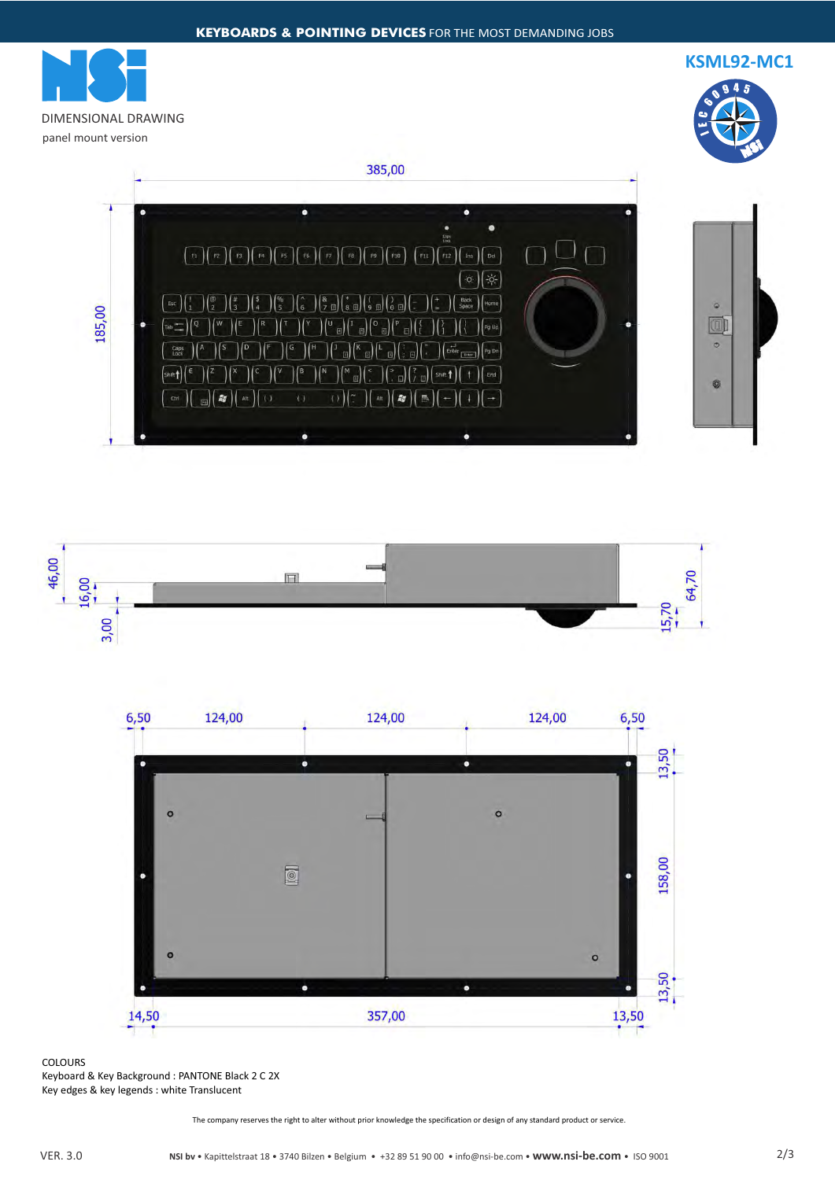KSML92-MC1

DIMENSIONAL DRAWING

panel mount version

385,00

185,00

46,00

16,00

3,00

64,70

15,70

6,50 124,00 124,00 124,00 6,50

13,50

158,00

13,50

14,50 357,00 13,50

COLOURS

Keyboard & Key Background : PANTONE Black 2 C 2X

Key edges & key legends : white Translucent

The company reserves the right to alter without prior knowledge the specification or design of any standard product or service.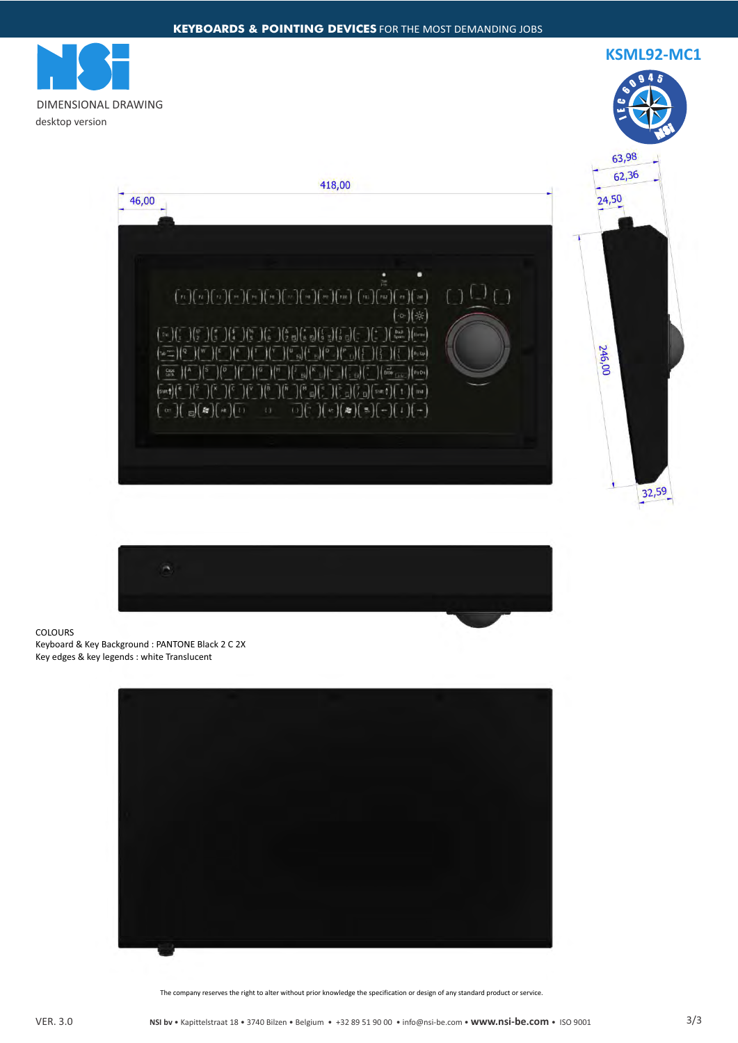KEYBOARDS & POINTING DEVICES FOR THE MOST DEMANDING JOBS

# KSML92-MC1

DIMENSIONAL DRAWING

desktop version

418,00

46,00

63,98

62,36

24,50

246,00

32,59

COLOURS

Keyboard & Key Background : PANTONE Black 2 C 2X

Key edges & key legends : white Translucent

The company reserves the right to alter without prior knowledge the specification or design of any standard product or service.

VER. 3.0

**NSI bv** • Kapittelstraat 18 • 3740 Bilzen • Belgium • +32 89 51 90 00 • info@nsi-be.com • **www.nsi-be.com** • ISO 9001